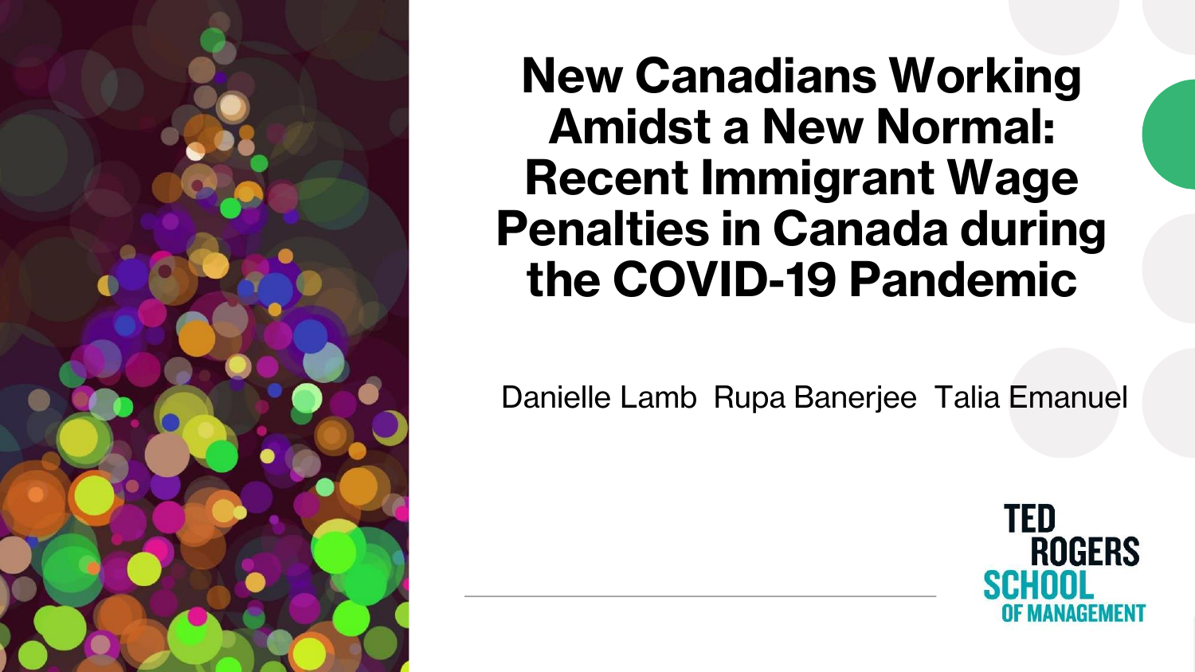# New Canadians Working Amidst a New Normal: Recent Immigrant Wage Penalties in Canada during the COVID-19 Pandemic

Danielle Lamb Rupa Banerjee Talia Emanuel

TED ROGERS SCHOOL OF MANAGEMENT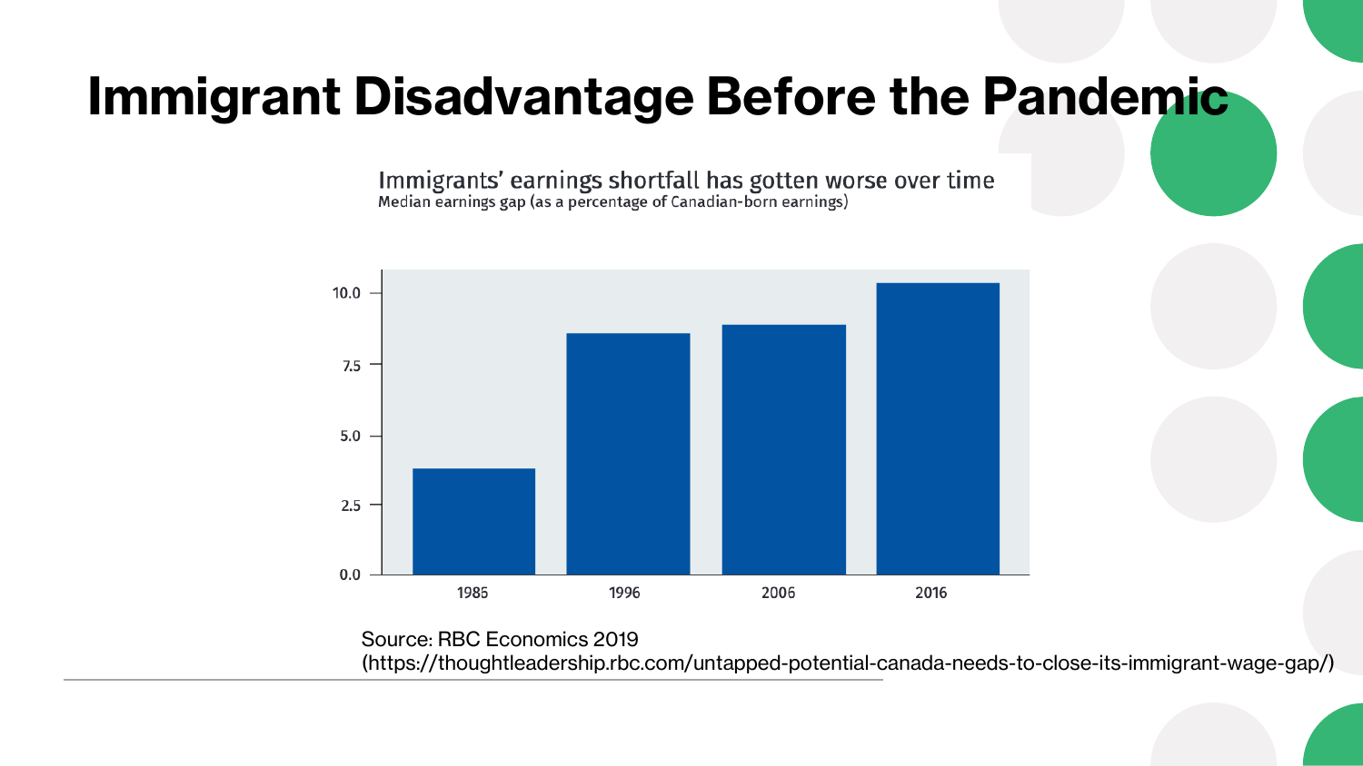# Immigrant Disadvantage Before the Pandemic

Immigrants' earnings shortfall has gotten worse over time
Median earnings gap (as a percentage of Canadian-born earnings)

| Year | Median earnings gap (%) |
|---|---|
| 1985 | ~3.8 |
| 1996 | ~8.6 |
| 2006 | ~8.9 |
| 2016 | ~10.4 |

Source: RBC Economics 2019 (https://thoughtleadership.rbc.com/untapped-potential-canada-needs-to-close-its-immigrant-wage-gap/)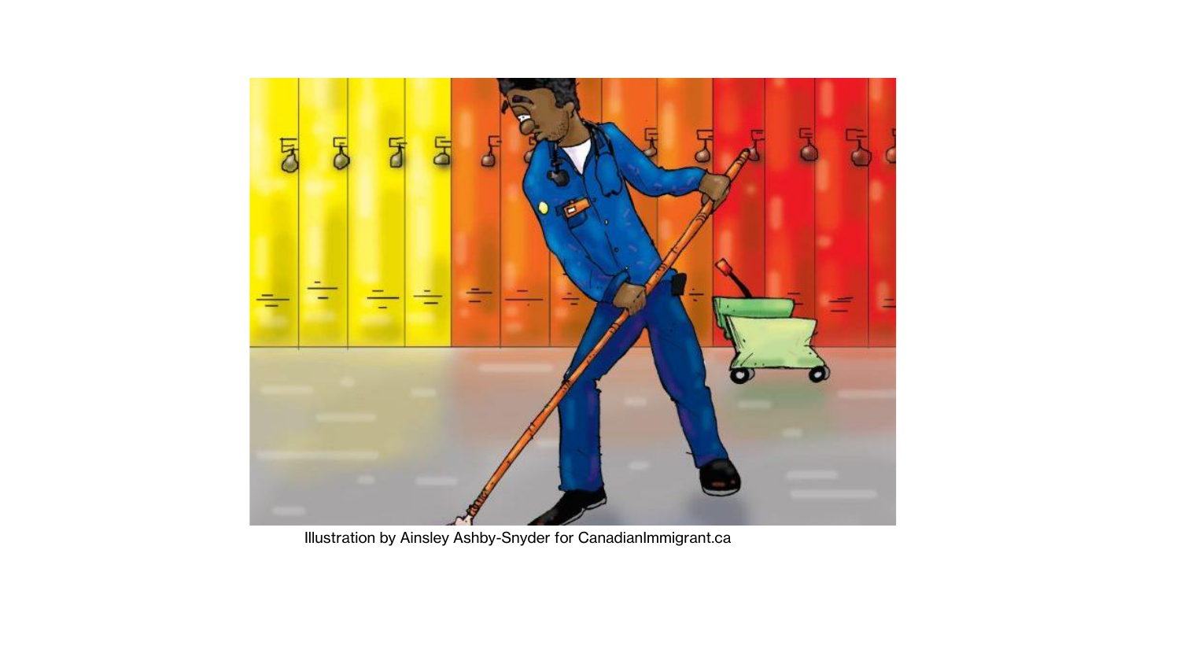Illustration by Ainsley Ashby-Snyder for CanadianImmigrant.ca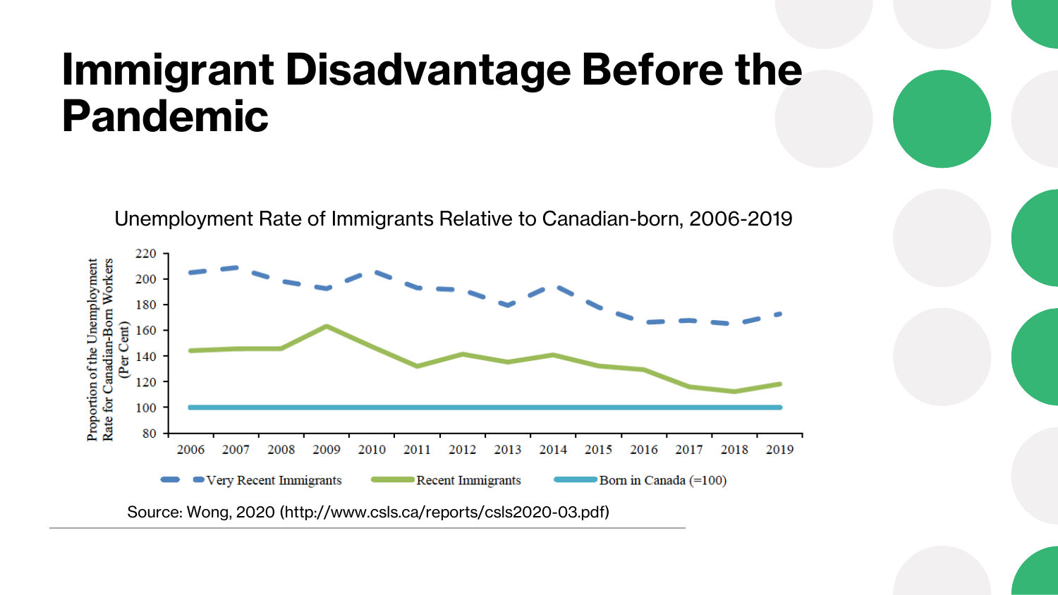# Immigrant Disadvantage Before the Pandemic

Unemployment Rate of Immigrants Relative to Canadian-born, 2006-2019

Source: Wong, 2020 (http://www.csls.ca/reports/csls2020-03.pdf)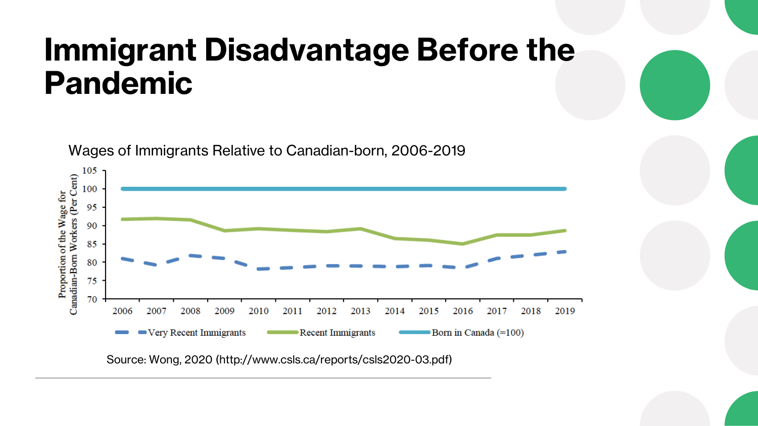# Immigrant Disadvantage Before the Pandemic

Wages of Immigrants Relative to Canadian-born, 2006-2019

Source: Wong, 2020 (http://www.csls.ca/reports/csls2020-03.pdf)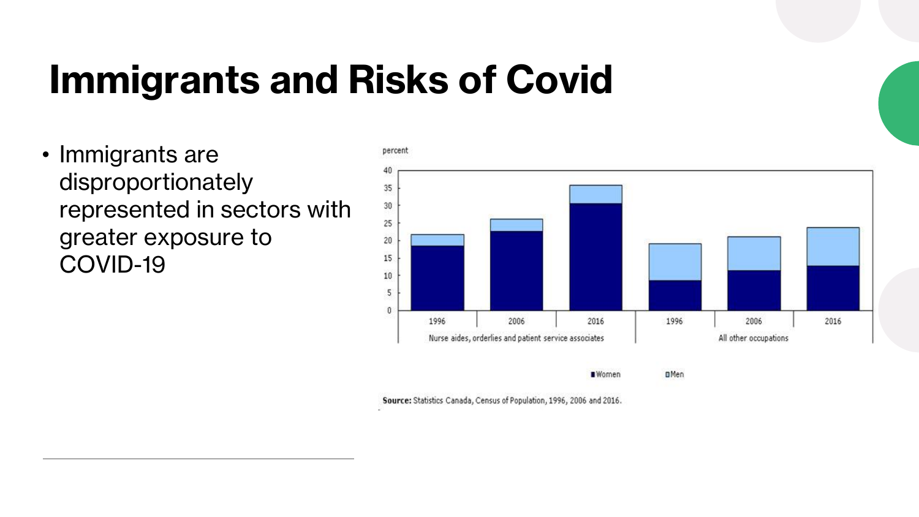# Immigrants and Risks of Covid

- Immigrants are disproportionately represented in sectors with greater exposure to COVID-19

percent

40
35
30
25
20
15
10
5
0

1996 | 2006 | 2016 | 1996 | 2006 | 2016

Nurse aides, orderlies and patient service associates | All other occupations

■ Women ■ Men

**Source:** Statistics Canada, Census of Population, 1996, 2006 and 2016.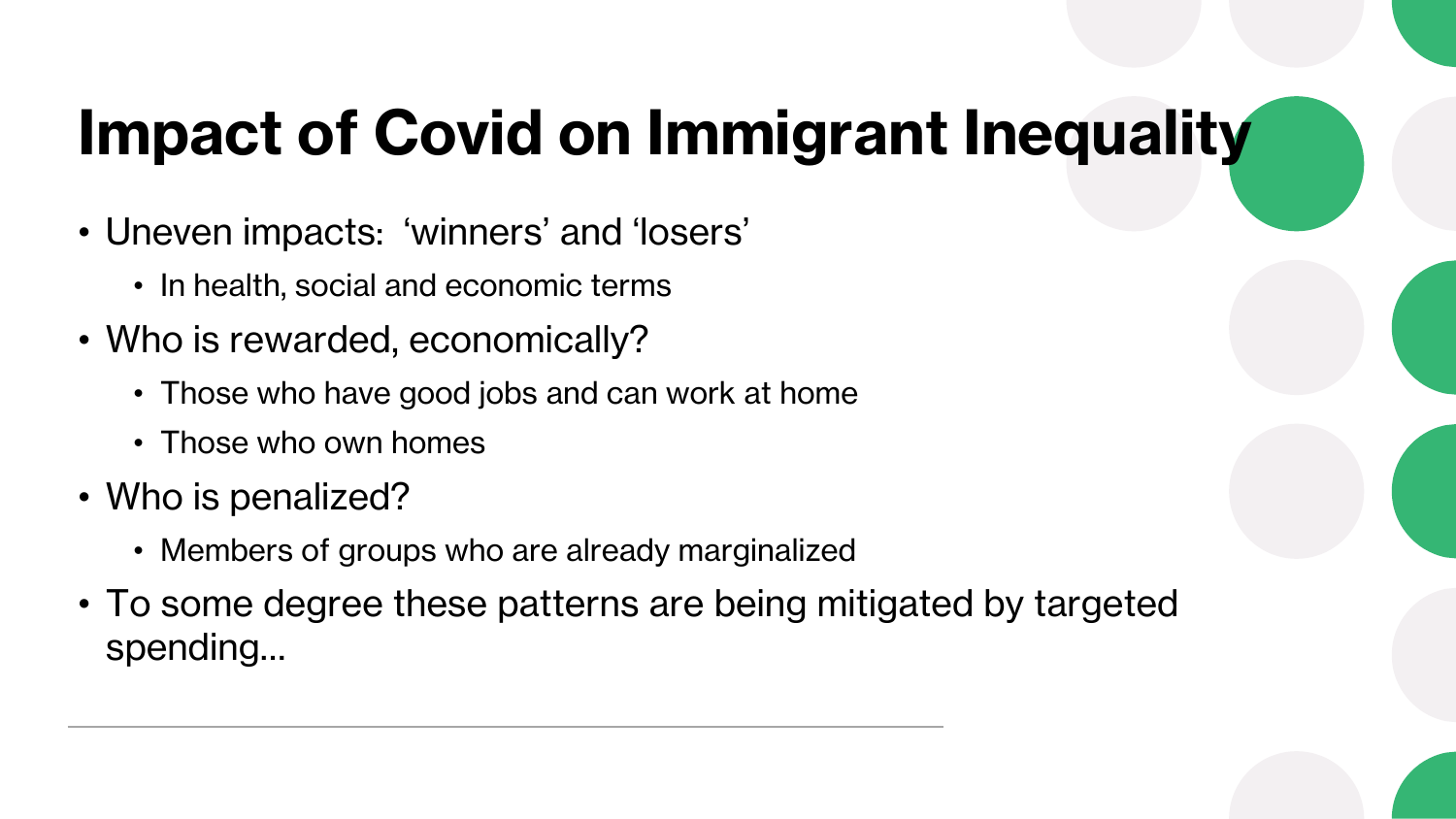# Impact of Covid on Immigrant Inequality

- Uneven impacts: 'winners' and 'losers'
  - In health, social and economic terms
- Who is rewarded, economically?
  - Those who have good jobs and can work at home
  - Those who own homes
- Who is penalized?
  - Members of groups who are already marginalized
- To some degree these patterns are being mitigated by targeted spending…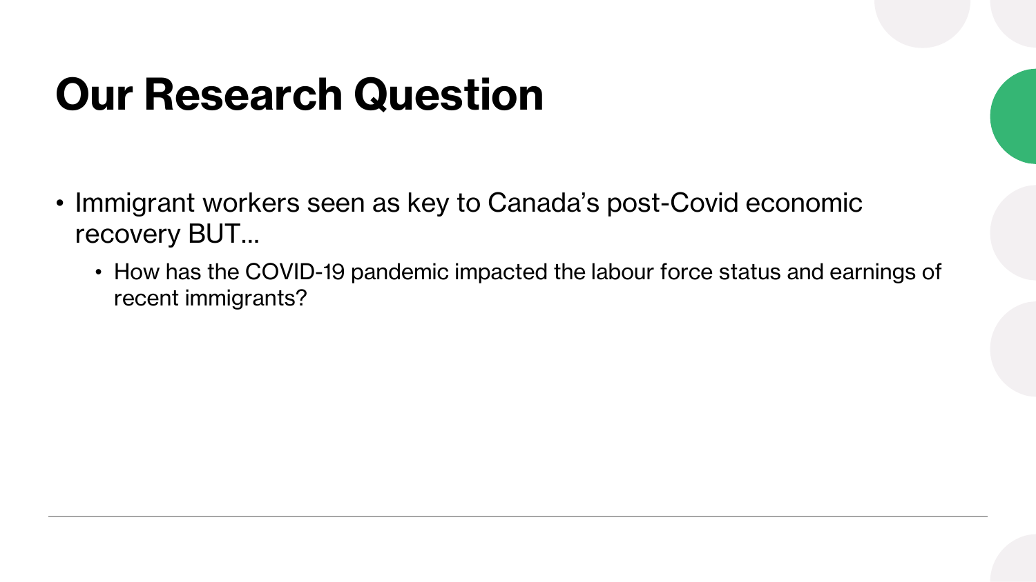# Our Research Question

- Immigrant workers seen as key to Canada's post-Covid economic recovery BUT…
  - How has the COVID-19 pandemic impacted the labour force status and earnings of recent immigrants?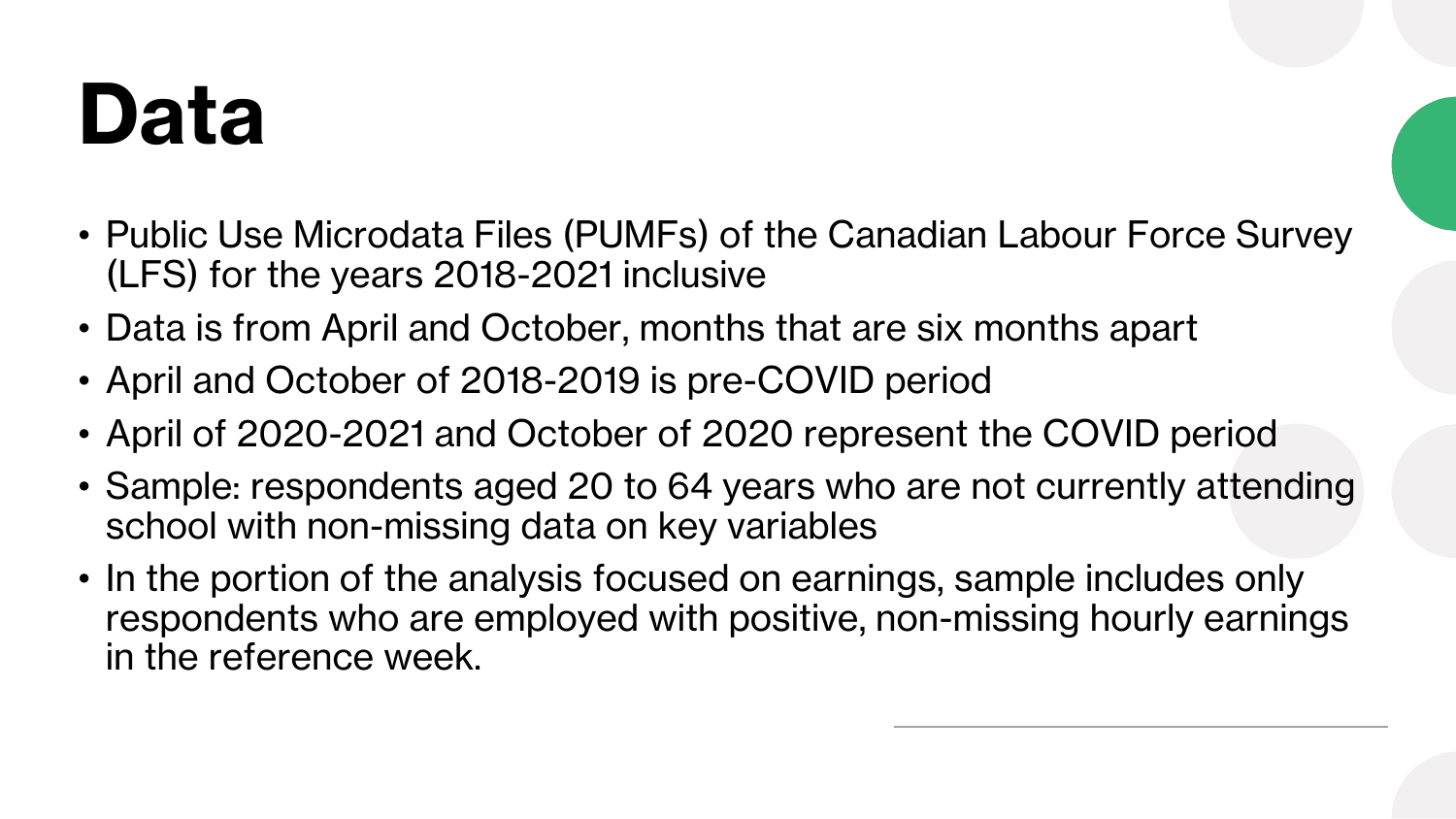# Data

- Public Use Microdata Files (PUMFs) of the Canadian Labour Force Survey (LFS) for the years 2018-2021 inclusive
- Data is from April and October, months that are six months apart
- April and October of 2018-2019 is pre-COVID period
- April of 2020-2021 and October of 2020 represent the COVID period
- Sample: respondents aged 20 to 64 years who are not currently attending school with non-missing data on key variables
- In the portion of the analysis focused on earnings, sample includes only respondents who are employed with positive, non-missing hourly earnings in the reference week.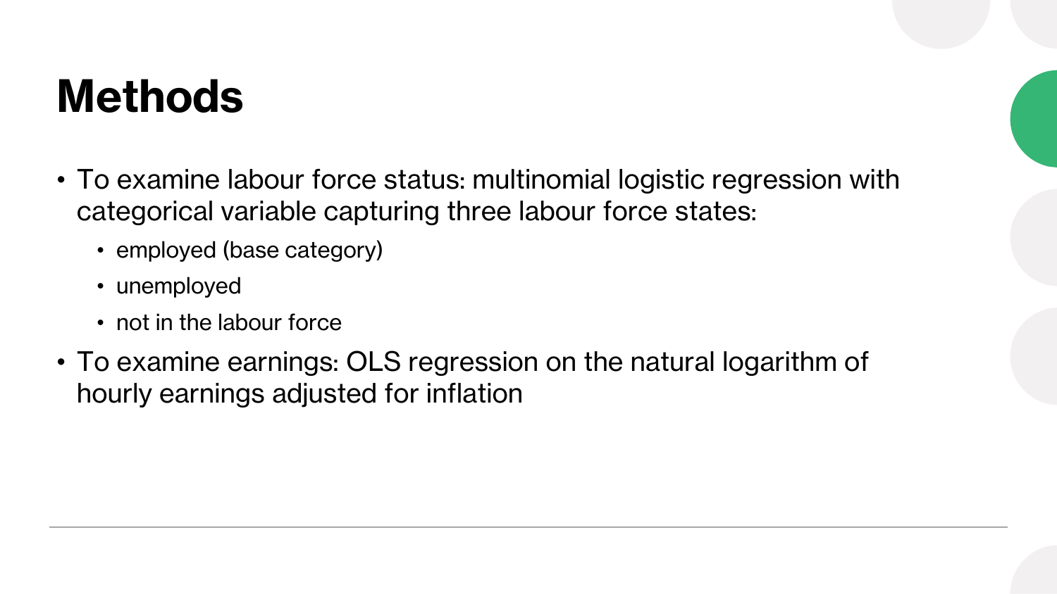# Methods

- To examine labour force status: multinomial logistic regression with categorical variable capturing three labour force states:
  - employed (base category)
  - unemployed
  - not in the labour force
- To examine earnings: OLS regression on the natural logarithm of hourly earnings adjusted for inflation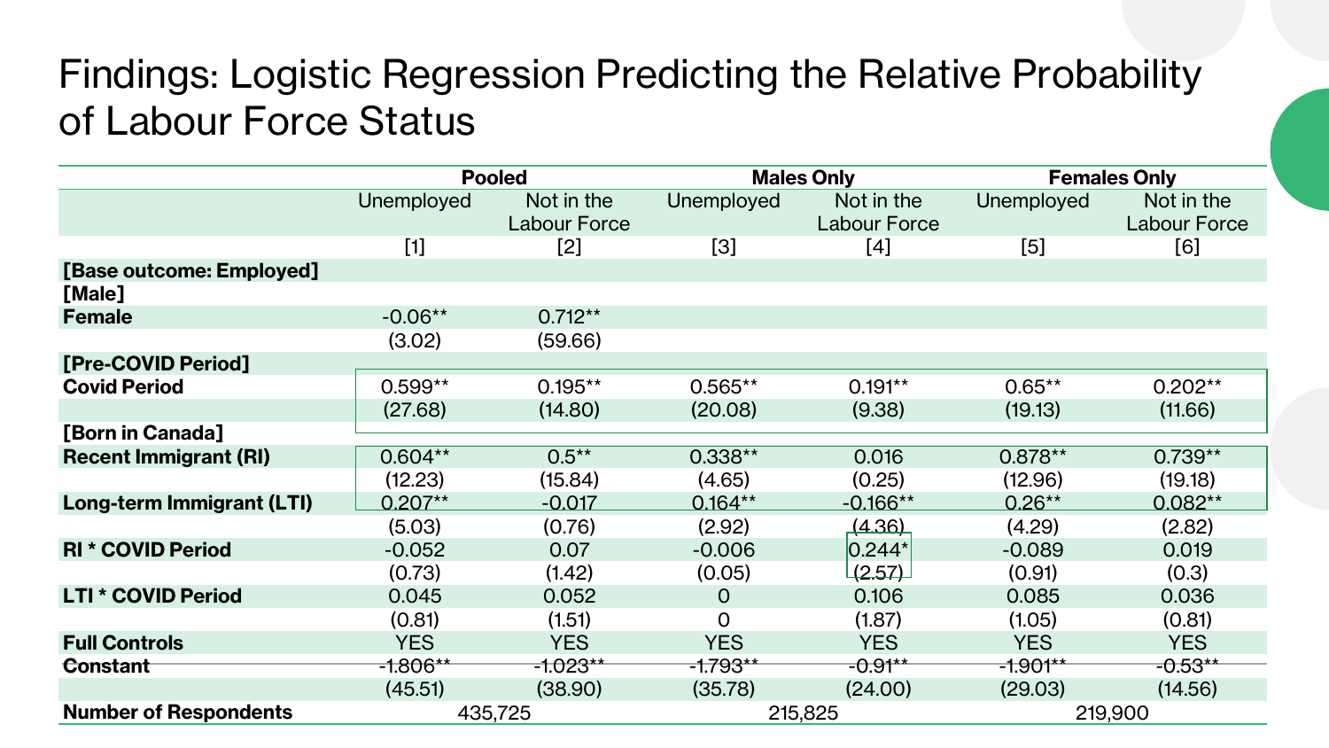# Findings: Logistic Regression Predicting the Relative Probability of Labour Force Status

| | Pooled | | Males Only | | Females Only | |
|---|---|---|---|---|---|---|
| | Unemployed | Not in the Labour Force | Unemployed | Not in the Labour Force | Unemployed | Not in the Labour Force |
| | [1] | [2] | [3] | [4] | [5] | [6] |
| **[Base outcome: Employed]** | | | | | | |
| **[Male]** | | | | | | |
| **Female** | -0.06** | 0.712** | | | | |
| | (3.02) | (59.66) | | | | |
| **[Pre-COVID Period]** | | | | | | |
| **Covid Period** | 0.599** | 0.195** | 0.565** | 0.191** | 0.65** | 0.202** |
| | (27.68) | (14.80) | (20.08) | (9.38) | (19.13) | (11.66) |
| **[Born in Canada]** | | | | | | |
| **Recent Immigrant (RI)** | 0.604** | 0.5** | 0.338** | 0.016 | 0.878** | 0.739** |
| | (12.23) | (15.84) | (4.65) | (0.25) | (12.96) | (19.18) |
| **Long-term Immigrant (LTI)** | 0.207** | -0.017 | 0.164** | -0.166** | 0.26** | 0.082** |
| | (5.03) | (0.76) | (2.92) | (4.36) | (4.29) | (2.82) |
| **RI * COVID Period** | -0.052 | 0.07 | -0.006 | 0.244* | -0.089 | 0.019 |
| | (0.73) | (1.42) | (0.05) | (2.57) | (0.91) | (0.3) |
| **LTI * COVID Period** | 0.045 | 0.052 | 0 | 0.106 | 0.085 | 0.036 |
| | (0.81) | (1.51) | 0 | (1.87) | (1.05) | (0.81) |
| **Full Controls** | YES | YES | YES | YES | YES | YES |
| **Constant** | -1.806** | -1.023** | -1.793** | -0.91** | -1.901** | -0.53** |
| | (45.51) | (38.90) | (35.78) | (24.00) | (29.03) | (14.56) |
| **Number of Respondents** | 435,725 | | 215,825 | | 219,900 | |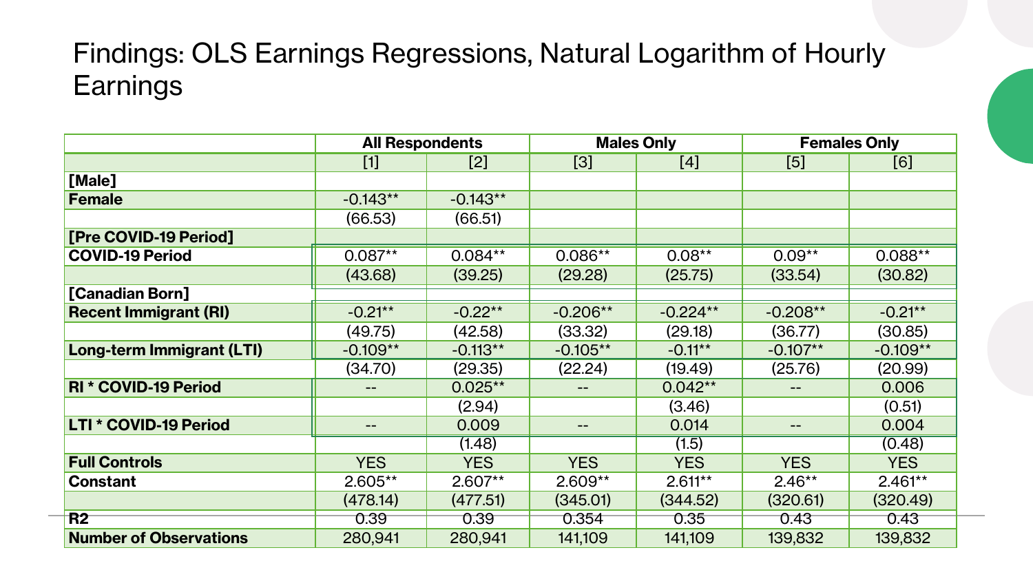# Findings: OLS Earnings Regressions, Natural Logarithm of Hourly Earnings

| | All Respondents | | Males Only | | Females Only | |
|---|---|---|---|---|---|---|
| | [1] | [2] | [3] | [4] | [5] | [6] |
| **[Male]** | | | | | | |
| **Female** | -0.143** | -0.143** | | | | |
| | (66.53) | (66.51) | | | | |
| **[Pre COVID-19 Period]** | | | | | | |
| **COVID-19 Period** | 0.087** | 0.084** | 0.086** | 0.08** | 0.09** | 0.088** |
| | (43.68) | (39.25) | (29.28) | (25.75) | (33.54) | (30.82) |
| **[Canadian Born]** | | | | | | |
| **Recent Immigrant (RI)** | -0.21** | -0.22** | -0.206** | -0.224** | -0.208** | -0.21** |
| | (49.75) | (42.58) | (33.32) | (29.18) | (36.77) | (30.85) |
| **Long-term Immigrant (LTI)** | -0.109** | -0.113** | -0.105** | -0.11** | -0.107** | -0.109** |
| | (34.70) | (29.35) | (22.24) | (19.49) | (25.76) | (20.99) |
| **RI * COVID-19 Period** | -- | 0.025** | -- | 0.042** | -- | 0.006 |
| | | (2.94) | | (3.46) | | (0.51) |
| **LTI * COVID-19 Period** | -- | 0.009 | -- | 0.014 | -- | 0.004 |
| | | (1.48) | | (1.5) | | (0.48) |
| **Full Controls** | YES | YES | YES | YES | YES | YES |
| **Constant** | 2.605** | 2.607** | 2.609** | 2.611** | 2.46** | 2.461** |
| | (478.14) | (477.51) | (345.01) | (344.52) | (320.61) | (320.49) |
| **$R^2$** | 0.39 | 0.39 | 0.354 | 0.35 | 0.43 | 0.43 |
| **Number of Observations** | 280,941 | 280,941 | 141,109 | 141,109 | 139,832 | 139,832 |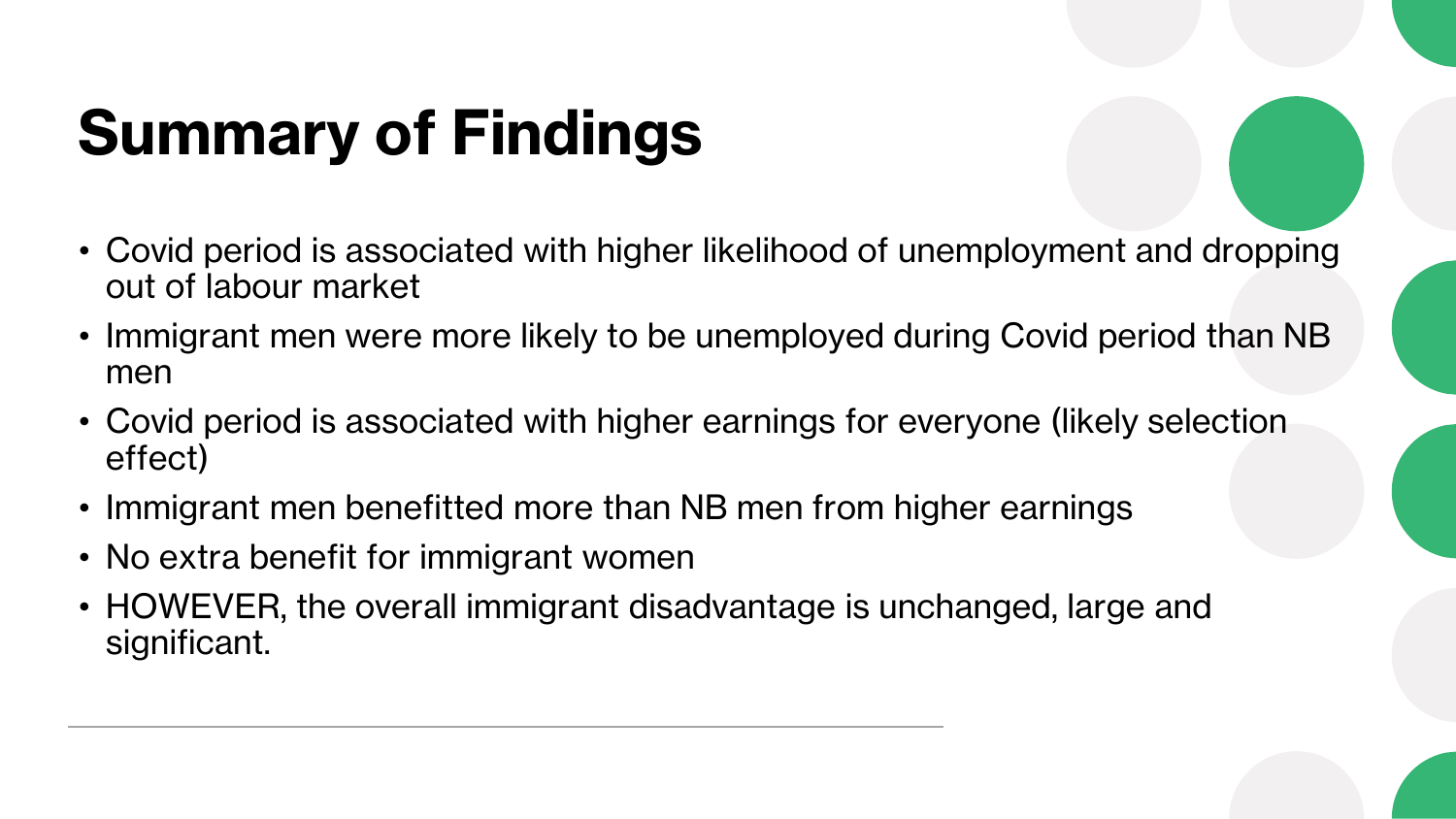# Summary of Findings

- Covid period is associated with higher likelihood of unemployment and dropping out of labour market
- Immigrant men were more likely to be unemployed during Covid period than NB men
- Covid period is associated with higher earnings for everyone (likely selection effect)
- Immigrant men benefitted more than NB men from higher earnings
- No extra benefit for immigrant women
- HOWEVER, the overall immigrant disadvantage is unchanged, large and significant.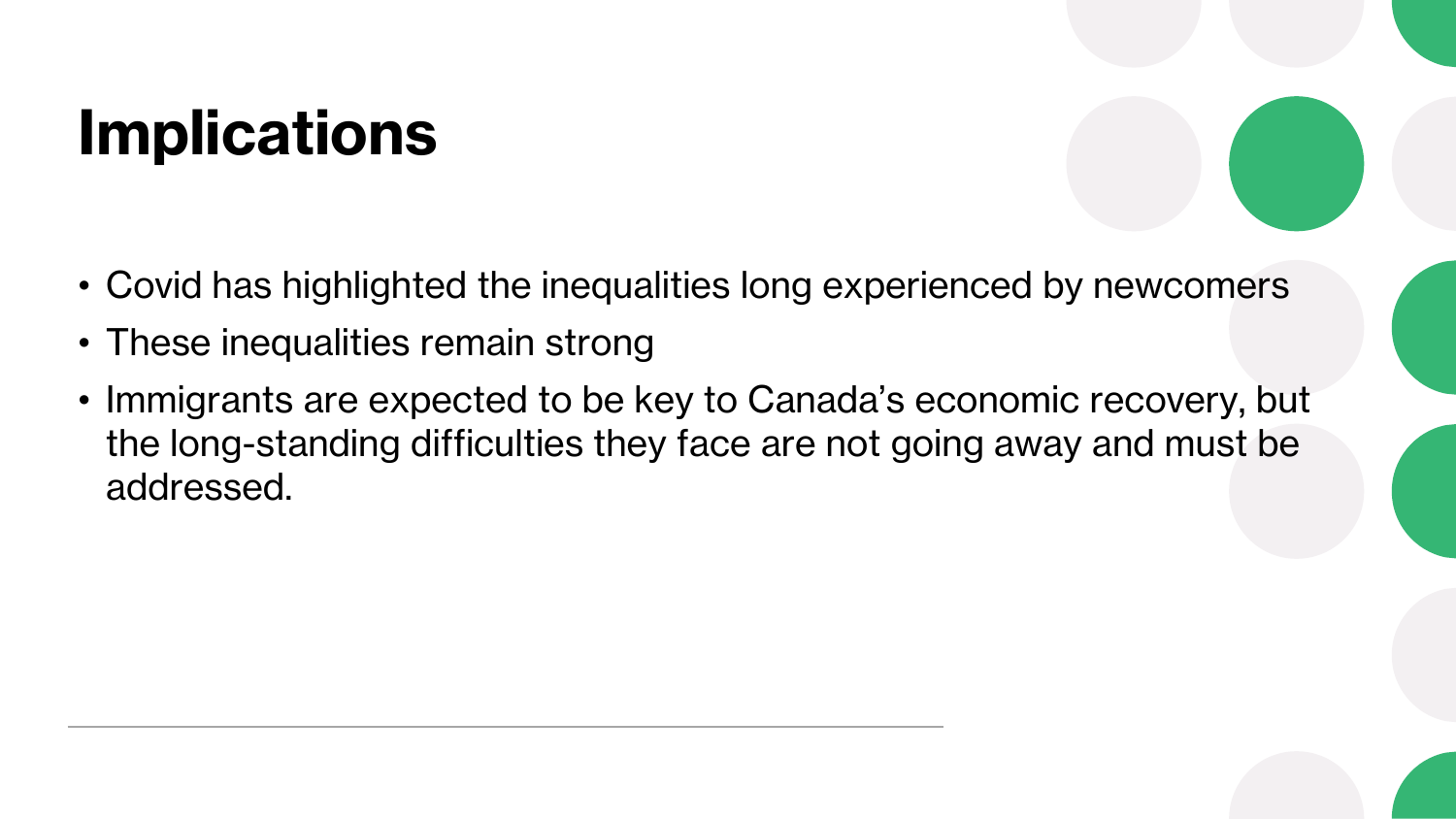# Implications

- Covid has highlighted the inequalities long experienced by newcomers
- These inequalities remain strong
- Immigrants are expected to be key to Canada's economic recovery, but the long-standing difficulties they face are not going away and must be addressed.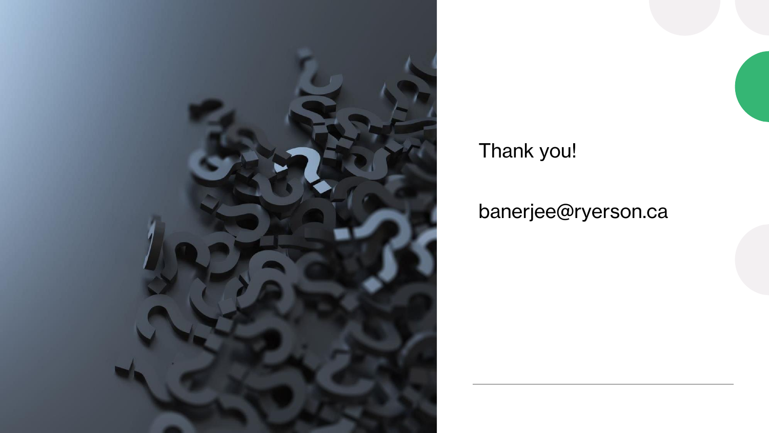Thank you!

banerjee@ryerson.ca